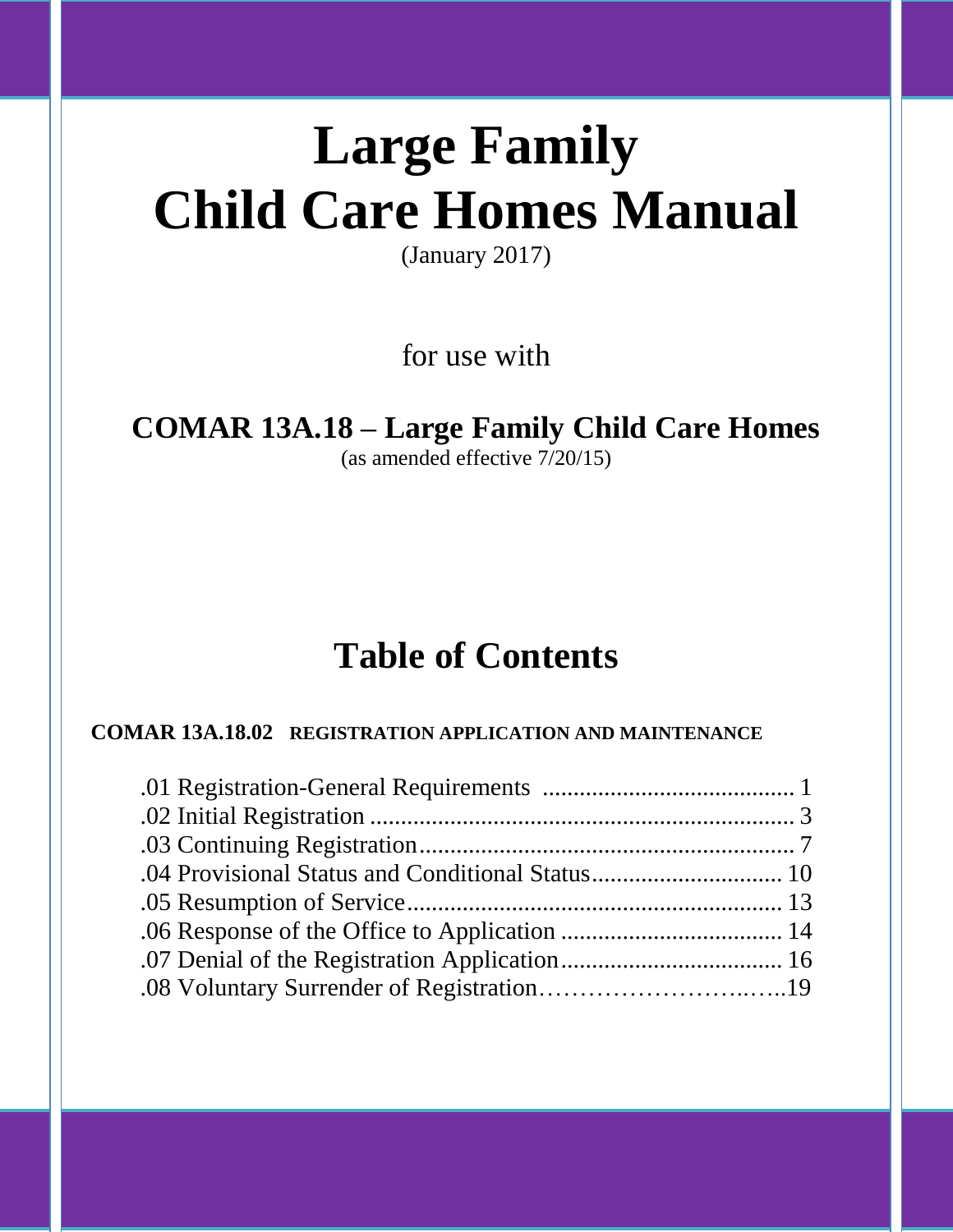# Large Family Child Care Homes Manual

(January 2017)

for use with

**COMAR 13A.18 – Large Family Child Care Homes**

(as amended effective 7/20/15)

## Table of Contents

**COMAR 13A.18.02 REGISTRATION APPLICATION AND MAINTENANCE**

.01 Registration-General Requirements ......................................... 1
.02 Initial Registration ..................................................................... 3
.03 Continuing Registration............................................................. 7
.04 Provisional Status and Conditional Status............................... 10
.05 Resumption of Service............................................................. 13
.06 Response of the Office to Application .................................... 14
.07 Denial of the Registration Application.................................... 16
.08 Voluntary Surrender of Registration……………………..…..19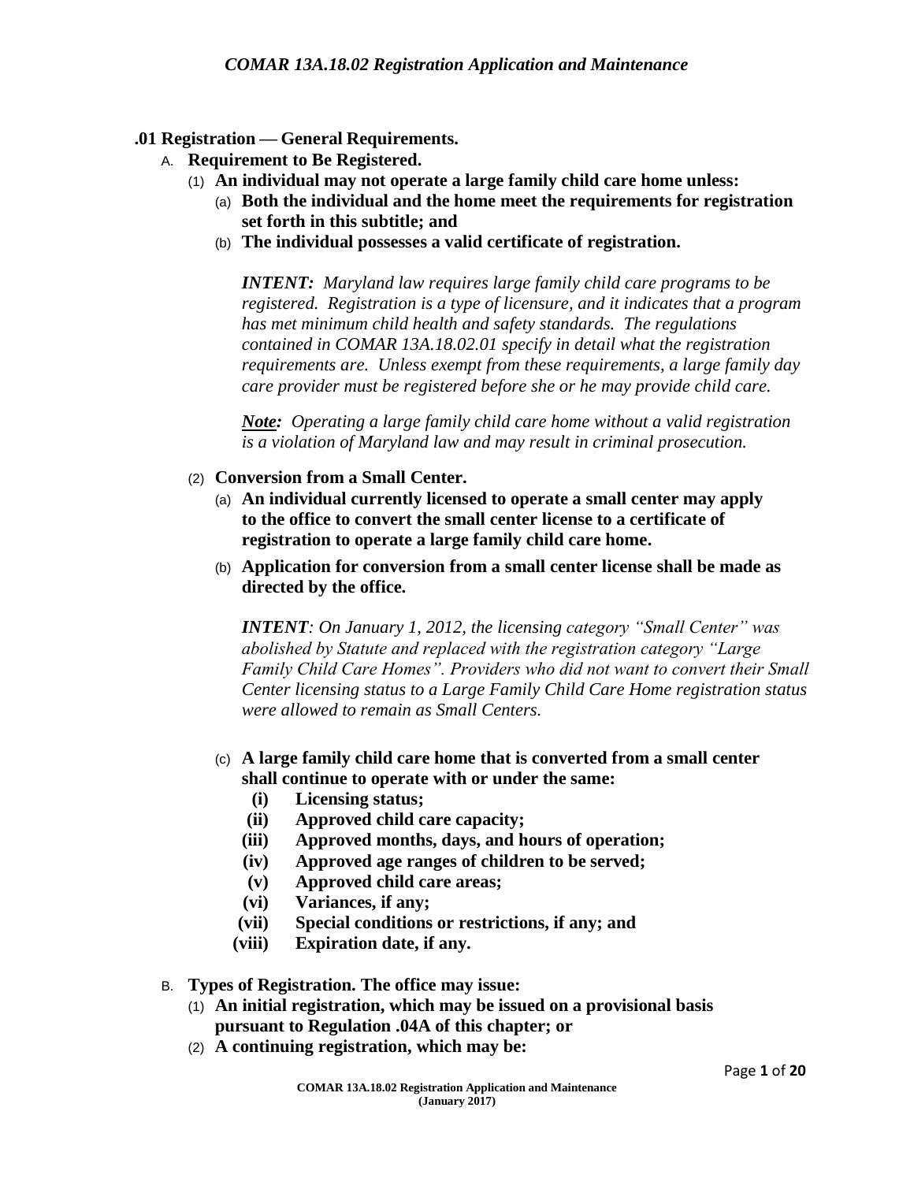## .01 Registration — General Requirements.

A. **Requirement to Be Registered.**

(1) **An individual may not operate a large family child care home unless:**

(a) **Both the individual and the home meet the requirements for registration set forth in this subtitle; and**

(b) **The individual possesses a valid certificate of registration.**

*INTENT: Maryland law requires large family child care programs to be registered. Registration is a type of licensure, and it indicates that a program has met minimum child health and safety standards. The regulations contained in COMAR 13A.18.02.01 specify in detail what the registration requirements are. Unless exempt from these requirements, a large family day care provider must be registered before she or he may provide child care.*

*__Note:__ Operating a large family child care home without a valid registration is a violation of Maryland law and may result in criminal prosecution.*

(2) **Conversion from a Small Center.**

(a) **An individual currently licensed to operate a small center may apply to the office to convert the small center license to a certificate of registration to operate a large family child care home.**

(b) **Application for conversion from a small center license shall be made as directed by the office.**

*INTENT: On January 1, 2012, the licensing category "Small Center" was abolished by Statute and replaced with the registration category "Large Family Child Care Homes". Providers who did not want to convert their Small Center licensing status to a Large Family Child Care Home registration status were allowed to remain as Small Centers.*

(c) **A large family child care home that is converted from a small center shall continue to operate with or under the same:**

(i) **Licensing status;**

(ii) **Approved child care capacity;**

(iii) **Approved months, days, and hours of operation;**

(iv) **Approved age ranges of children to be served;**

(v) **Approved child care areas;**

(vi) **Variances, if any;**

(vii) **Special conditions or restrictions, if any; and**

(viii) **Expiration date, if any.**

B. **Types of Registration. The office may issue:**

(1) **An initial registration, which may be issued on a provisional basis pursuant to Regulation .04A of this chapter; or**

(2) **A continuing registration, which may be:**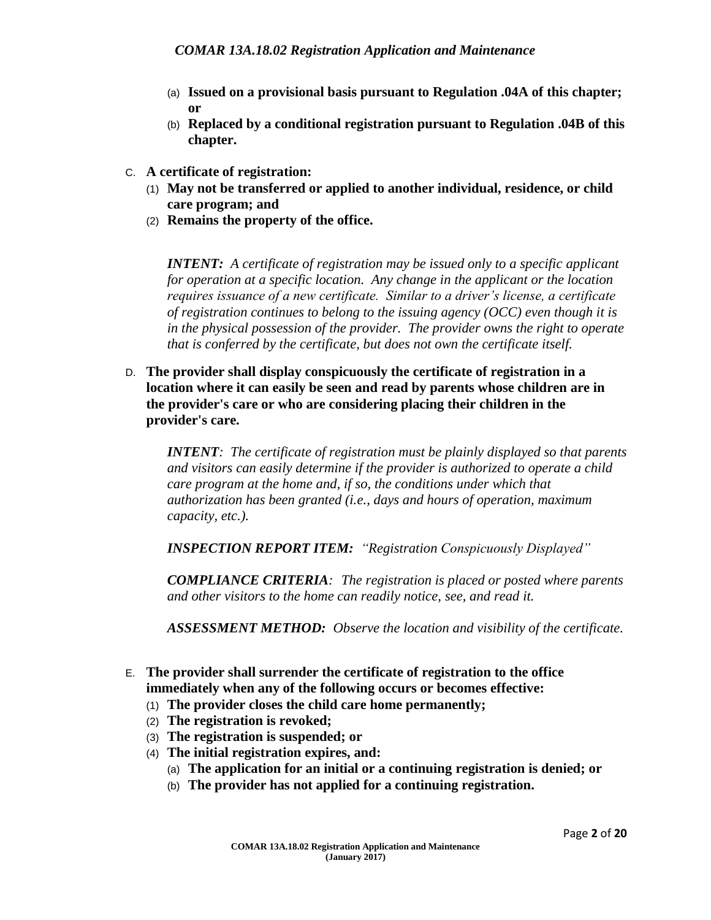(a) **Issued on a provisional basis pursuant to Regulation .04A of this chapter; or**

(b) **Replaced by a conditional registration pursuant to Regulation .04B of this chapter.**

C. **A certificate of registration:**

(1) **May not be transferred or applied to another individual, residence, or child care program; and**

(2) **Remains the property of the office.**

> ***INTENT:*** *A certificate of registration may be issued only to a specific applicant for operation at a specific location. Any change in the applicant or the location requires issuance of a new certificate. Similar to a driver's license, a certificate of registration continues to belong to the issuing agency (OCC) even though it is in the physical possession of the provider. The provider owns the right to operate that is conferred by the certificate, but does not own the certificate itself.*

D. **The provider shall display conspicuously the certificate of registration in a location where it can easily be seen and read by parents whose children are in the provider's care or who are considering placing their children in the provider's care.**

> ***INTENT****: The certificate of registration must be plainly displayed so that parents and visitors can easily determine if the provider is authorized to operate a child care program at the home and, if so, the conditions under which that authorization has been granted (i.e., days and hours of operation, maximum capacity, etc.).*
>
> ***INSPECTION REPORT ITEM:*** *"Registration Conspicuously Displayed"*
>
> ***COMPLIANCE CRITERIA****: The registration is placed or posted where parents and other visitors to the home can readily notice, see, and read it.*
>
> ***ASSESSMENT METHOD:*** *Observe the location and visibility of the certificate.*

E. **The provider shall surrender the certificate of registration to the office immediately when any of the following occurs or becomes effective:**

(1) **The provider closes the child care home permanently;**

(2) **The registration is revoked;**

(3) **The registration is suspended; or**

(4) **The initial registration expires, and:**

(a) **The application for an initial or a continuing registration is denied; or**

(b) **The provider has not applied for a continuing registration.**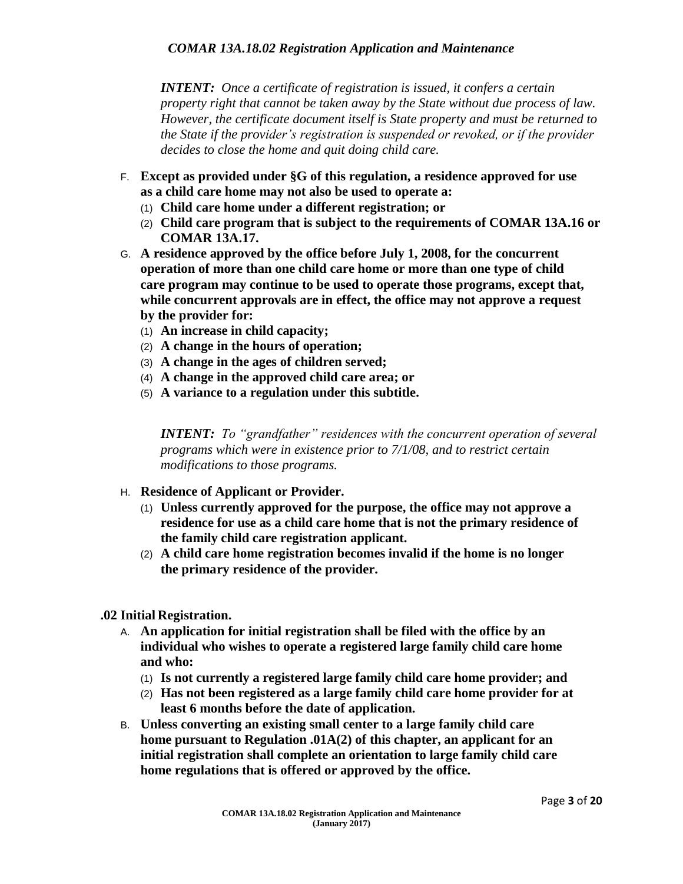*__INTENT:__ Once a certificate of registration is issued, it confers a certain property right that cannot be taken away by the State without due process of law. However, the certificate document itself is State property and must be returned to the State if the provider's registration is suspended or revoked, or if the provider decides to close the home and quit doing child care.*

F. **Except as provided under §G of this regulation, a residence approved for use as a child care home may not also be used to operate a:**
   (1) **Child care home under a different registration; or**
   (2) **Child care program that is subject to the requirements of COMAR 13A.16 or COMAR 13A.17.**

G. **A residence approved by the office before July 1, 2008, for the concurrent operation of more than one child care home or more than one type of child care program may continue to be used to operate those programs, except that, while concurrent approvals are in effect, the office may not approve a request by the provider for:**
   (1) **An increase in child capacity;**
   (2) **A change in the hours of operation;**
   (3) **A change in the ages of children served;**
   (4) **A change in the approved child care area; or**
   (5) **A variance to a regulation under this subtitle.**

*__INTENT:__ To "grandfather" residences with the concurrent operation of several programs which were in existence prior to 7/1/08, and to restrict certain modifications to those programs.*

H. **Residence of Applicant or Provider.**
   (1) **Unless currently approved for the purpose, the office may not approve a residence for use as a child care home that is not the primary residence of the family child care registration applicant.**
   (2) **A child care home registration becomes invalid if the home is no longer the primary residence of the provider.**

**.02 Initial Registration.**

A. **An application for initial registration shall be filed with the office by an individual who wishes to operate a registered large family child care home and who:**
   (1) **Is not currently a registered large family child care home provider; and**
   (2) **Has not been registered as a large family child care home provider for at least 6 months before the date of application.**

B. **Unless converting an existing small center to a large family child care home pursuant to Regulation .01A(2) of this chapter, an applicant for an initial registration shall complete an orientation to large family child care home regulations that is offered or approved by the office.**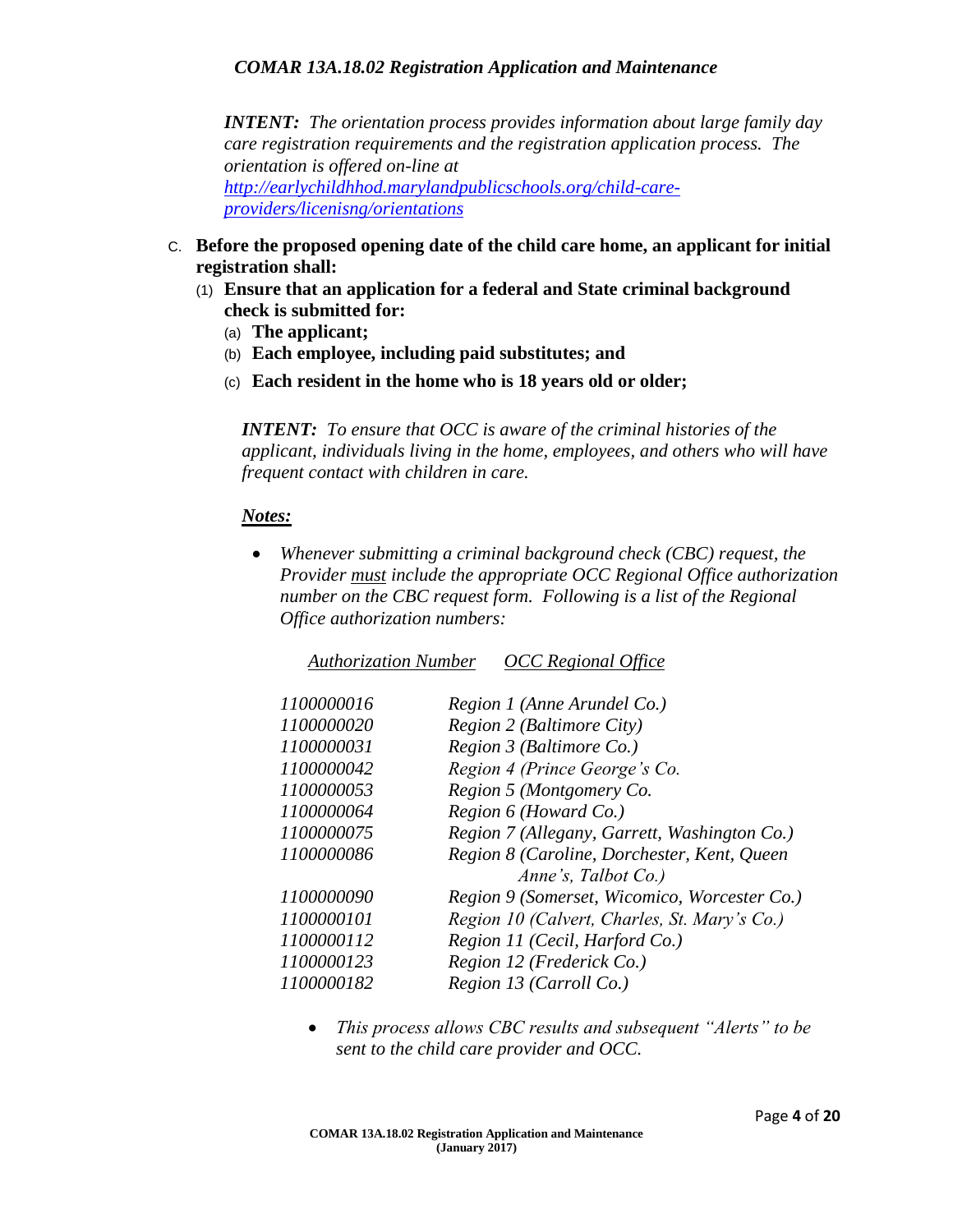***INTENT:*** *The orientation process provides information about large family day care registration requirements and the registration application process. The orientation is offered on-line at [http://earlychildhhod.marylandpublicschools.org/child-care-providers/licenisng/orientations](http://earlychildhhod.marylandpublicschools.org/child-care-providers/licenisng/orientations)*

C. **Before the proposed opening date of the child care home, an applicant for initial registration shall:**

(1) **Ensure that an application for a federal and State criminal background check is submitted for:**

(a) **The applicant;**

(b) **Each employee, including paid substitutes; and**

(c) **Each resident in the home who is 18 years old or older;**

***INTENT:*** *To ensure that OCC is aware of the criminal histories of the applicant, individuals living in the home, employees, and others who will have frequent contact with children in care.*

***Notes:***

- *Whenever submitting a criminal background check (CBC) request, the Provider must include the appropriate OCC Regional Office authorization number on the CBC request form. Following is a list of the Regional Office authorization numbers:*

| *Authorization Number* | *OCC Regional Office* |
|---|---|
| *1100000016* | *Region 1 (Anne Arundel Co.)* |
| *1100000020* | *Region 2 (Baltimore City)* |
| *1100000031* | *Region 3 (Baltimore Co.)* |
| *1100000042* | *Region 4 (Prince George's Co.* |
| *1100000053* | *Region 5 (Montgomery Co.* |
| *1100000064* | *Region 6 (Howard Co.)* |
| *1100000075* | *Region 7 (Allegany, Garrett, Washington Co.)* |
| *1100000086* | *Region 8 (Caroline, Dorchester, Kent, Queen Anne's, Talbot Co.)* |
| *1100000090* | *Region 9 (Somerset, Wicomico, Worcester Co.)* |
| *1100000101* | *Region 10 (Calvert, Charles, St. Mary's Co.)* |
| *1100000112* | *Region 11 (Cecil, Harford Co.)* |
| *1100000123* | *Region 12 (Frederick Co.)* |
| *1100000182* | *Region 13 (Carroll Co.)* |

  - *This process allows CBC results and subsequent "Alerts" to be sent to the child care provider and OCC.*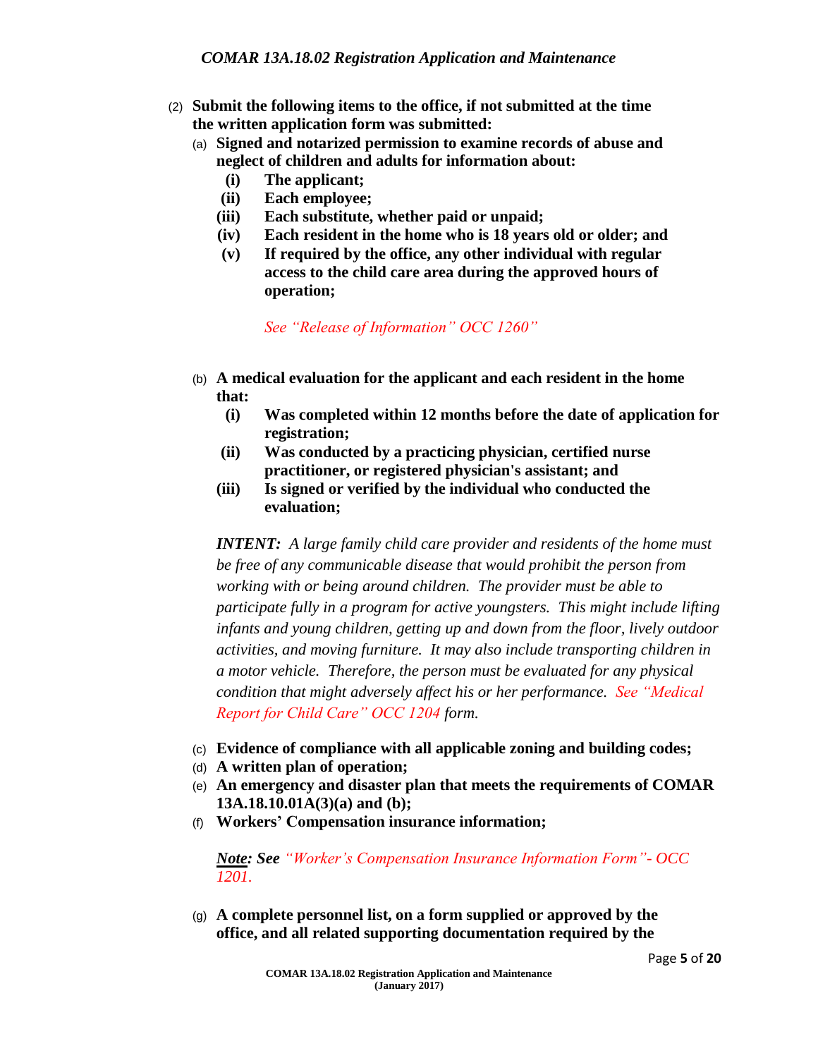(2) **Submit the following items to the office, if not submitted at the time the written application form was submitted:**

(a) **Signed and notarized permission to examine records of abuse and neglect of children and adults for information about:**

- **(i) The applicant;**
- **(ii) Each employee;**
- **(iii) Each substitute, whether paid or unpaid;**
- **(iv) Each resident in the home who is 18 years old or older; and**
- **(v) If required by the office, any other individual with regular access to the child care area during the approved hours of operation;**

*See "Release of Information" OCC 1260"*

(b) **A medical evaluation for the applicant and each resident in the home that:**

- **(i) Was completed within 12 months before the date of application for registration;**
- **(ii) Was conducted by a practicing physician, certified nurse practitioner, or registered physician's assistant; and**
- **(iii) Is signed or verified by the individual who conducted the evaluation;**

***INTENT:*** *A large family child care provider and residents of the home must be free of any communicable disease that would prohibit the person from working with or being around children. The provider must be able to participate fully in a program for active youngsters. This might include lifting infants and young children, getting up and down from the floor, lively outdoor activities, and moving furniture. It may also include transporting children in a motor vehicle. Therefore, the person must be evaluated for any physical condition that might adversely affect his or her performance. See "Medical Report for Child Care" OCC 1204 form.*

(c) **Evidence of compliance with all applicable zoning and building codes;**

(d) **A written plan of operation;**

(e) **An emergency and disaster plan that meets the requirements of COMAR 13A.18.10.01A(3)(a) and (b);**

(f) **Workers' Compensation insurance information;**

***Note: See*** *"Worker's Compensation Insurance Information Form"- OCC 1201.*

(g) **A complete personnel list, on a form supplied or approved by the office, and all related supporting documentation required by the**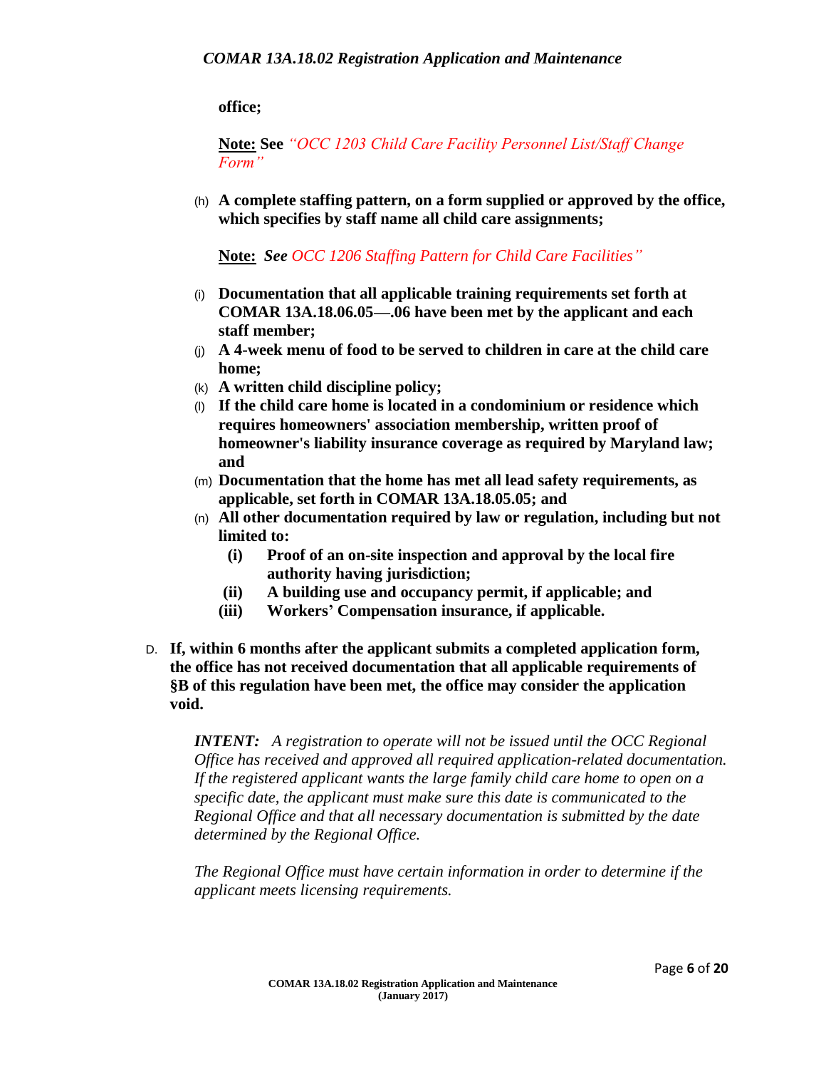**office;**

**Note:** **See** *"OCC 1203 Child Care Facility Personnel List/Staff Change Form"*

(h) **A complete staffing pattern, on a form supplied or approved by the office, which specifies by staff name all child care assignments;**

**Note:** ***See*** *OCC 1206 Staffing Pattern for Child Care Facilities"*

(i) **Documentation that all applicable training requirements set forth at COMAR 13A.18.06.05—.06 have been met by the applicant and each staff member;**

(j) **A 4-week menu of food to be served to children in care at the child care home;**

(k) **A written child discipline policy;**

(l) **If the child care home is located in a condominium or residence which requires homeowners' association membership, written proof of homeowner's liability insurance coverage as required by Maryland law; and**

(m) **Documentation that the home has met all lead safety requirements, as applicable, set forth in COMAR 13A.18.05.05; and**

(n) **All other documentation required by law or regulation, including but not limited to:**

   **(i)** **Proof of an on-site inspection and approval by the local fire authority having jurisdiction;**

   **(ii)** **A building use and occupancy permit, if applicable; and**

   **(iii)** **Workers' Compensation insurance, if applicable.**

D. **If, within 6 months after the applicant submits a completed application form, the office has not received documentation that all applicable requirements of §B of this regulation have been met, the office may consider the application void.**

***INTENT:*** *A registration to operate will not be issued until the OCC Regional Office has received and approved all required application-related documentation. If the registered applicant wants the large family child care home to open on a specific date, the applicant must make sure this date is communicated to the Regional Office and that all necessary documentation is submitted by the date determined by the Regional Office.*

*The Regional Office must have certain information in order to determine if the applicant meets licensing requirements.*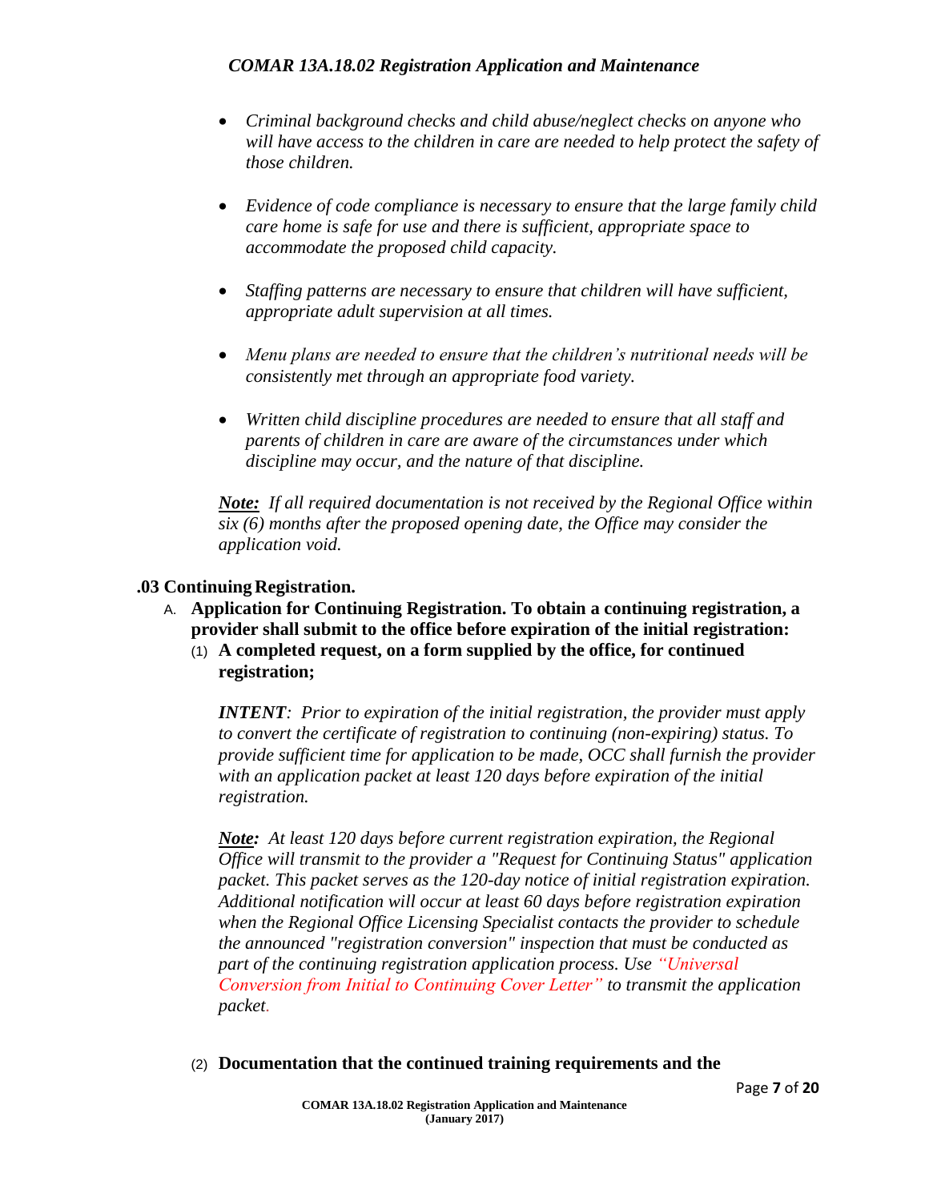- *Criminal background checks and child abuse/neglect checks on anyone who will have access to the children in care are needed to help protect the safety of those children.*

- *Evidence of code compliance is necessary to ensure that the large family child care home is safe for use and there is sufficient, appropriate space to accommodate the proposed child capacity.*

- *Staffing patterns are necessary to ensure that children will have sufficient, appropriate adult supervision at all times.*

- *Menu plans are needed to ensure that the children's nutritional needs will be consistently met through an appropriate food variety.*

- *Written child discipline procedures are needed to ensure that all staff and parents of children in care are aware of the circumstances under which discipline may occur, and the nature of that discipline.*

***Note:*** *If all required documentation is not received by the Regional Office within six (6) months after the proposed opening date, the Office may consider the application void.*

### .03 Continuing Registration.

A. **Application for Continuing Registration. To obtain a continuing registration, a provider shall submit to the office before expiration of the initial registration:**

(1) **A completed request, on a form supplied by the office, for continued registration;**

***INTENT****: Prior to expiration of the initial registration, the provider must apply to convert the certificate of registration to continuing (non-expiring) status. To provide sufficient time for application to be made, OCC shall furnish the provider with an application packet at least 120 days before expiration of the initial registration.*

***Note:*** *At least 120 days before current registration expiration, the Regional Office will transmit to the provider a "Request for Continuing Status" application packet. This packet serves as the 120-day notice of initial registration expiration. Additional notification will occur at least 60 days before registration expiration when the Regional Office Licensing Specialist contacts the provider to schedule the announced "registration conversion" inspection that must be conducted as part of the continuing registration application process. Use "Universal Conversion from Initial to Continuing Cover Letter" to transmit the application packet.*

(2) **Documentation that the continued training requirements and the**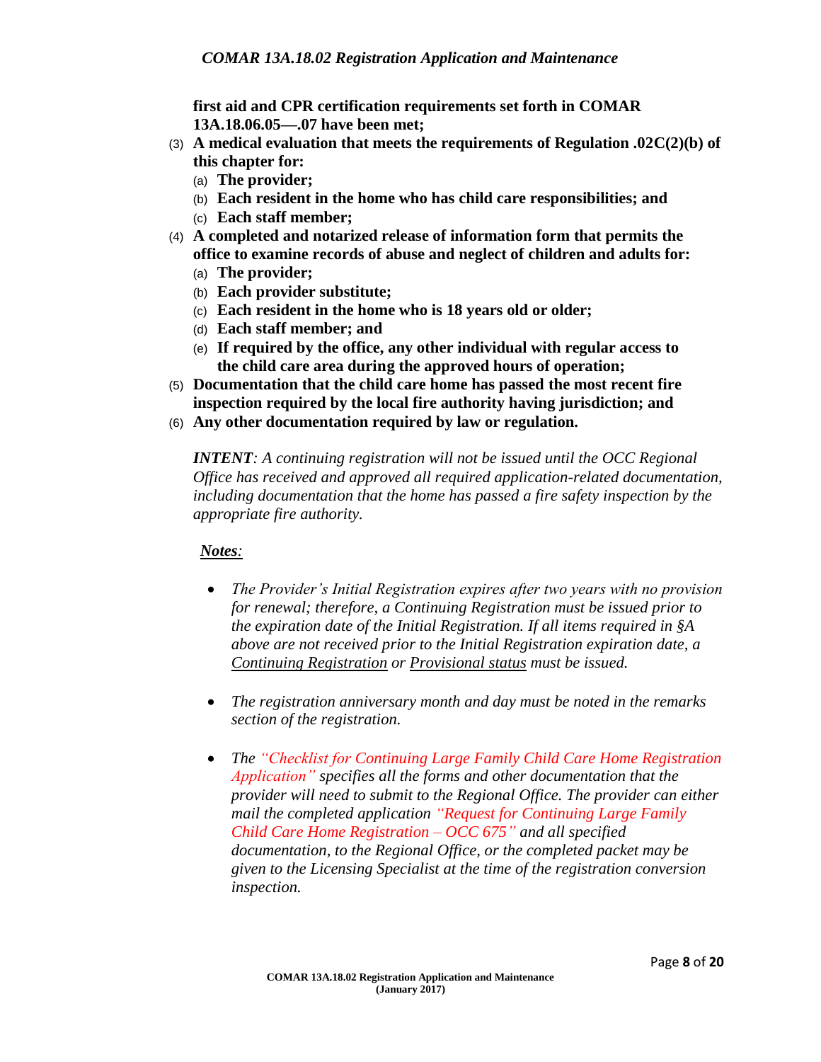**first aid and CPR certification requirements set forth in COMAR 13A.18.06.05—.07 have been met;**

(3) **A medical evaluation that meets the requirements of Regulation .02C(2)(b) of this chapter for:**

(a) **The provider;**

(b) **Each resident in the home who has child care responsibilities; and**

(c) **Each staff member;**

(4) **A completed and notarized release of information form that permits the office to examine records of abuse and neglect of children and adults for:**

(a) **The provider;**

(b) **Each provider substitute;**

(c) **Each resident in the home who is 18 years old or older;**

(d) **Each staff member; and**

(e) **If required by the office, any other individual with regular access to the child care area during the approved hours of operation;**

(5) **Documentation that the child care home has passed the most recent fire inspection required by the local fire authority having jurisdiction; and**

(6) **Any other documentation required by law or regulation.**

***INTENT****: A continuing registration will not be issued until the OCC Regional Office has received and approved all required application-related documentation, including documentation that the home has passed a fire safety inspection by the appropriate fire authority.*

***Notes:***

- *The Provider's Initial Registration expires after two years with no provision for renewal; therefore, a Continuing Registration must be issued prior to the expiration date of the Initial Registration. If all items required in §A above are not received prior to the Initial Registration expiration date, a Continuing Registration or Provisional status must be issued.*

- *The registration anniversary month and day must be noted in the remarks section of the registration.*

- *The "Checklist for Continuing Large Family Child Care Home Registration Application" specifies all the forms and other documentation that the provider will need to submit to the Regional Office. The provider can either mail the completed application "Request for Continuing Large Family Child Care Home Registration – OCC 675" and all specified documentation, to the Regional Office, or the completed packet may be given to the Licensing Specialist at the time of the registration conversion inspection.*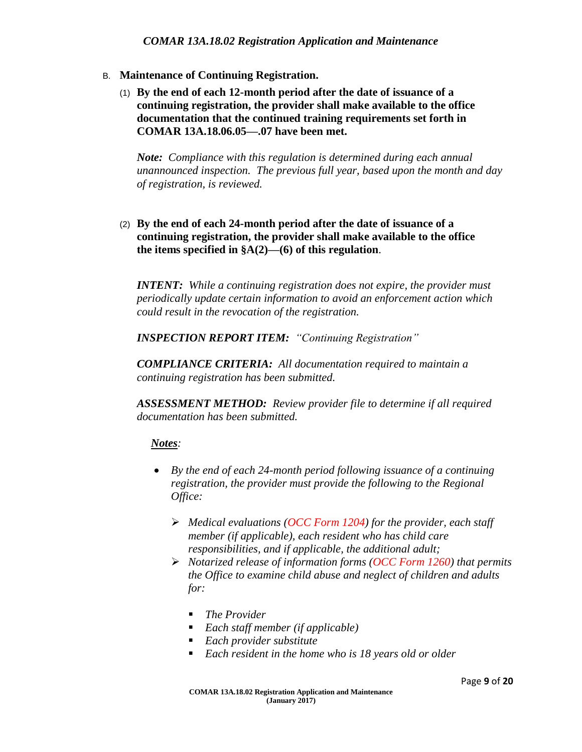B. **Maintenance of Continuing Registration.**

(1) **By the end of each 12-month period after the date of issuance of a continuing registration, the provider shall make available to the office documentation that the continued training requirements set forth in COMAR 13A.18.06.05—.07 have been met.**

***Note:*** *Compliance with this regulation is determined during each annual unannounced inspection. The previous full year, based upon the month and day of registration, is reviewed.*

(2) **By the end of each 24-month period after the date of issuance of a continuing registration, the provider shall make available to the office the items specified in §A(2)—(6) of this regulation**.

***INTENT:*** *While a continuing registration does not expire, the provider must periodically update certain information to avoid an enforcement action which could result in the revocation of the registration.*

***INSPECTION REPORT ITEM:*** *"Continuing Registration"*

***COMPLIANCE CRITERIA:*** *All documentation required to maintain a continuing registration has been submitted.*

***ASSESSMENT METHOD:*** *Review provider file to determine if all required documentation has been submitted.*

***Notes:***

- *By the end of each 24-month period following issuance of a continuing registration, the provider must provide the following to the Regional Office:*
  - *Medical evaluations (OCC Form 1204) for the provider, each staff member (if applicable), each resident who has child care responsibilities, and if applicable, the additional adult;*
  - *Notarized release of information forms (OCC Form 1260) that permits the Office to examine child abuse and neglect of children and adults for:*
    - *The Provider*
    - *Each staff member (if applicable)*
    - *Each provider substitute*
    - *Each resident in the home who is 18 years old or older*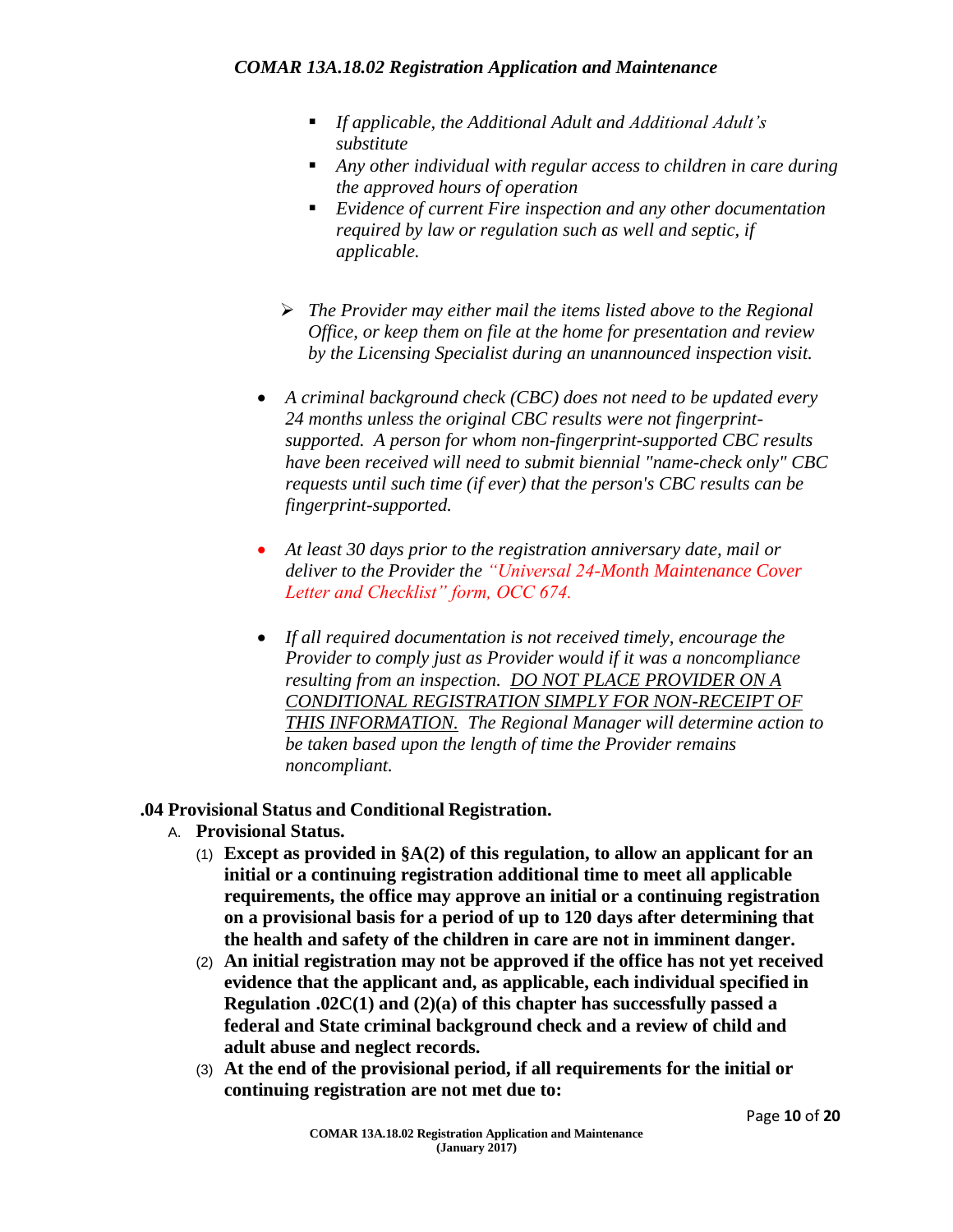- *If applicable, the Additional Adult and Additional Adult's substitute*
- *Any other individual with regular access to children in care during the approved hours of operation*
- *Evidence of current Fire inspection and any other documentation required by law or regulation such as well and septic, if applicable.*

> *The Provider may either mail the items listed above to the Regional Office, or keep them on file at the home for presentation and review by the Licensing Specialist during an unannounced inspection visit.*

- *A criminal background check (CBC) does not need to be updated every 24 months unless the original CBC results were not fingerprint-supported. A person for whom non-fingerprint-supported CBC results have been received will need to submit biennial "name-check only" CBC requests until such time (if ever) that the person's CBC results can be fingerprint-supported.*

- *At least 30 days prior to the registration anniversary date, mail or deliver to the Provider the "Universal 24-Month Maintenance Cover Letter and Checklist" form, OCC 674.*

- *If all required documentation is not received timely, encourage the Provider to comply just as Provider would if it was a noncompliance resulting from an inspection. DO NOT PLACE PROVIDER ON A CONDITIONAL REGISTRATION SIMPLY FOR NON-RECEIPT OF THIS INFORMATION. The Regional Manager will determine action to be taken based upon the length of time the Provider remains noncompliant.*

## .04 Provisional Status and Conditional Registration.

A. **Provisional Status.**

(1) **Except as provided in §A(2) of this regulation, to allow an applicant for an initial or a continuing registration additional time to meet all applicable requirements, the office may approve an initial or a continuing registration on a provisional basis for a period of up to 120 days after determining that the health and safety of the children in care are not in imminent danger.**

(2) **An initial registration may not be approved if the office has not yet received evidence that the applicant and, as applicable, each individual specified in Regulation .02C(1) and (2)(a) of this chapter has successfully passed a federal and State criminal background check and a review of child and adult abuse and neglect records.**

(3) **At the end of the provisional period, if all requirements for the initial or continuing registration are not met due to:**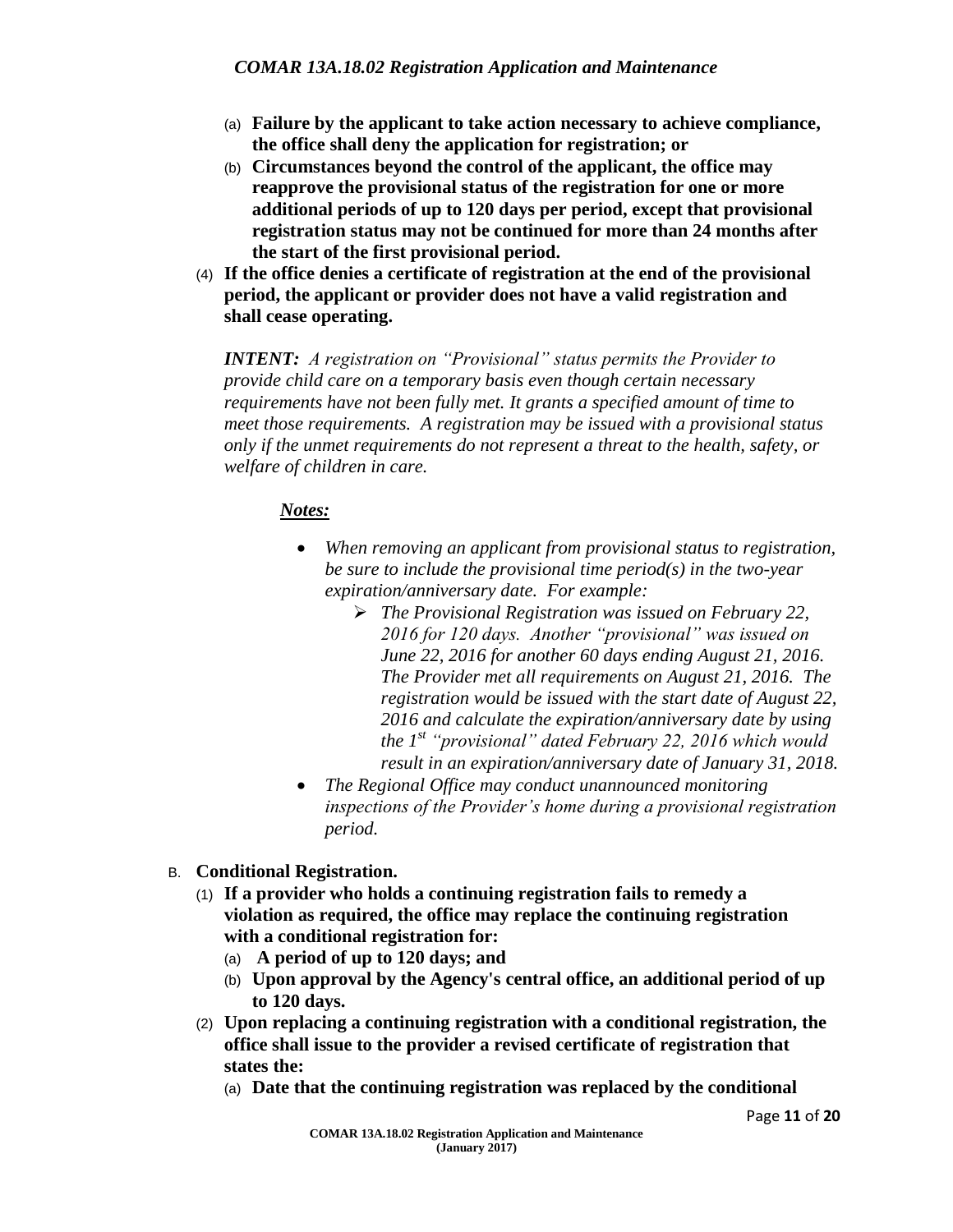- (a) **Failure by the applicant to take action necessary to achieve compliance, the office shall deny the application for registration; or**
- (b) **Circumstances beyond the control of the applicant, the office may reapprove the provisional status of the registration for one or more additional periods of up to 120 days per period, except that provisional registration status may not be continued for more than 24 months after the start of the first provisional period.**

(4) **If the office denies a certificate of registration at the end of the provisional period, the applicant or provider does not have a valid registration and shall cease operating.**

***INTENT:*** *A registration on "Provisional" status permits the Provider to provide child care on a temporary basis even though certain necessary requirements have not been fully met. It grants a specified amount of time to meet those requirements. A registration may be issued with a provisional status only if the unmet requirements do not represent a threat to the health, safety, or welfare of children in care.*

***Notes:***

- *When removing an applicant from provisional status to registration, be sure to include the provisional time period(s) in the two-year expiration/anniversary date. For example:*
    - *The Provisional Registration was issued on February 22, 2016 for 120 days. Another "provisional" was issued on June 22, 2016 for another 60 days ending August 21, 2016. The Provider met all requirements on August 21, 2016. The registration would be issued with the start date of August 22, 2016 and calculate the expiration/anniversary date by using the 1st "provisional" dated February 22, 2016 which would result in an expiration/anniversary date of January 31, 2018.*
- *The Regional Office may conduct unannounced monitoring inspections of the Provider's home during a provisional registration period.*

B. **Conditional Registration.**

(1) **If a provider who holds a continuing registration fails to remedy a violation as required, the office may replace the continuing registration with a conditional registration for:**

- (a) **A period of up to 120 days; and**
- (b) **Upon approval by the Agency's central office, an additional period of up to 120 days.**

(2) **Upon replacing a continuing registration with a conditional registration, the office shall issue to the provider a revised certificate of registration that states the:**

- (a) **Date that the continuing registration was replaced by the conditional**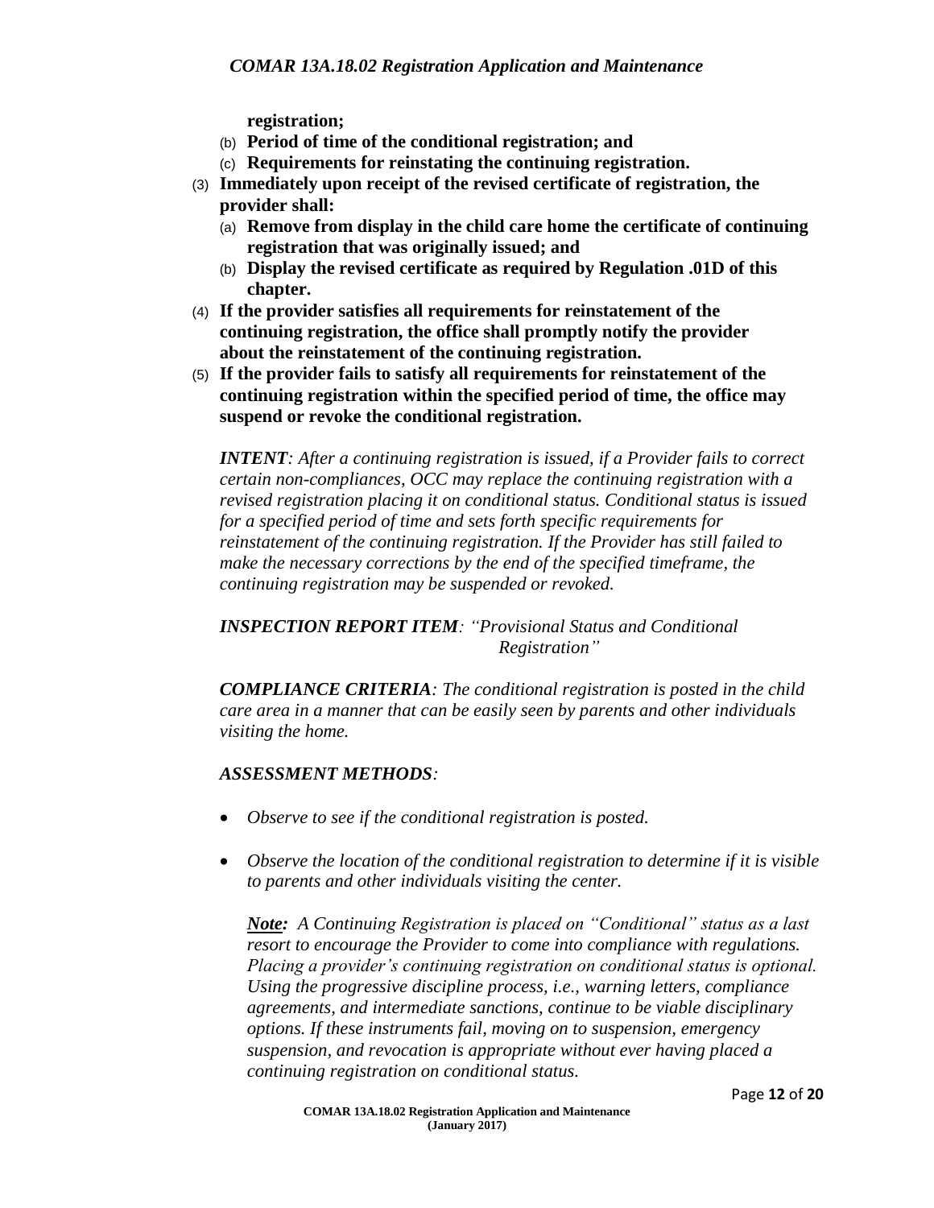**registration;**

(b) **Period of time of the conditional registration; and**

(c) **Requirements for reinstating the continuing registration.**

(3) **Immediately upon receipt of the revised certificate of registration, the provider shall:**

(a) **Remove from display in the child care home the certificate of continuing registration that was originally issued; and**

(b) **Display the revised certificate as required by Regulation .01D of this chapter.**

(4) **If the provider satisfies all requirements for reinstatement of the continuing registration, the office shall promptly notify the provider about the reinstatement of the continuing registration.**

(5) **If the provider fails to satisfy all requirements for reinstatement of the continuing registration within the specified period of time, the office may suspend or revoke the conditional registration.**

***INTENT****: After a continuing registration is issued, if a Provider fails to correct certain non-compliances, OCC may replace the continuing registration with a revised registration placing it on conditional status. Conditional status is issued for a specified period of time and sets forth specific requirements for reinstatement of the continuing registration. If the Provider has still failed to make the necessary corrections by the end of the specified timeframe, the continuing registration may be suspended or revoked.*

***INSPECTION REPORT ITEM****: "Provisional Status and Conditional Registration"*

***COMPLIANCE CRITERIA****: The conditional registration is posted in the child care area in a manner that can be easily seen by parents and other individuals visiting the home.*

***ASSESSMENT METHODS****:*

- *Observe to see if the conditional registration is posted.*
- *Observe the location of the conditional registration to determine if it is visible to parents and other individuals visiting the center.*

***Note:*** *A Continuing Registration is placed on "Conditional" status as a last resort to encourage the Provider to come into compliance with regulations. Placing a provider's continuing registration on conditional status is optional. Using the progressive discipline process, i.e., warning letters, compliance agreements, and intermediate sanctions, continue to be viable disciplinary options. If these instruments fail, moving on to suspension, emergency suspension, and revocation is appropriate without ever having placed a continuing registration on conditional status.*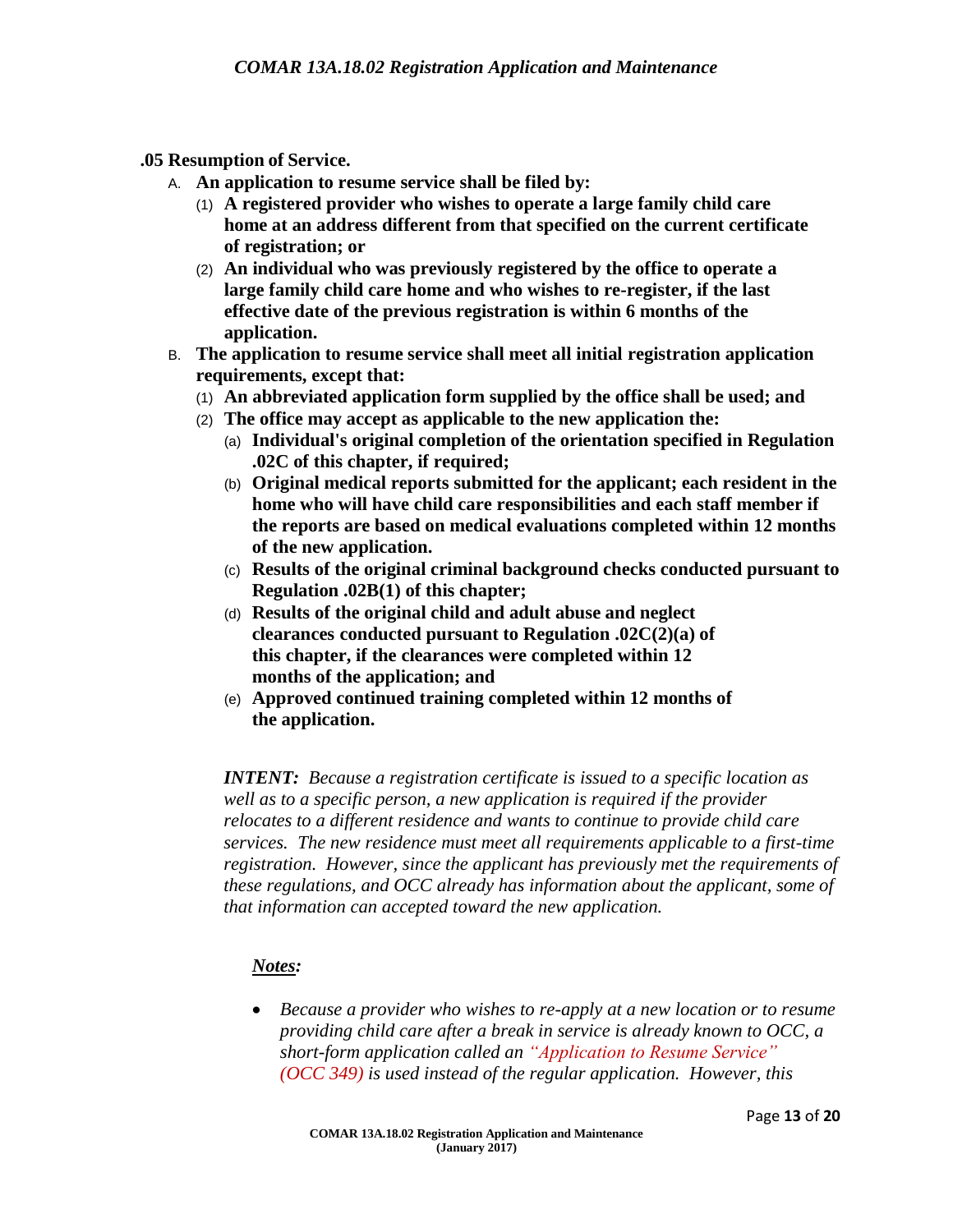**.05 Resumption of Service.**

A. **An application to resume service shall be filed by:**
   (1) **A registered provider who wishes to operate a large family child care home at an address different from that specified on the current certificate of registration; or**
   (2) **An individual who was previously registered by the office to operate a large family child care home and who wishes to re-register, if the last effective date of the previous registration is within 6 months of the application.**

B. **The application to resume service shall meet all initial registration application requirements, except that:**
   (1) **An abbreviated application form supplied by the office shall be used; and**
   (2) **The office may accept as applicable to the new application the:**
      (a) **Individual's original completion of the orientation specified in Regulation .02C of this chapter, if required;**
      (b) **Original medical reports submitted for the applicant; each resident in the home who will have child care responsibilities and each staff member if the reports are based on medical evaluations completed within 12 months of the new application.**
      (c) **Results of the original criminal background checks conducted pursuant to Regulation .02B(1) of this chapter;**
      (d) **Results of the original child and adult abuse and neglect clearances conducted pursuant to Regulation .02C(2)(a) of this chapter, if the clearances were completed within 12 months of the application; and**
      (e) **Approved continued training completed within 12 months of the application.**

***INTENT:*** *Because a registration certificate is issued to a specific location as well as to a specific person, a new application is required if the provider relocates to a different residence and wants to continue to provide child care services. The new residence must meet all requirements applicable to a first-time registration. However, since the applicant has previously met the requirements of these regulations, and OCC already has information about the applicant, some of that information can accepted toward the new application.*

***Notes:***

- *Because a provider who wishes to re-apply at a new location or to resume providing child care after a break in service is already known to OCC, a short-form application called an "Application to Resume Service" (OCC 349) is used instead of the regular application. However, this*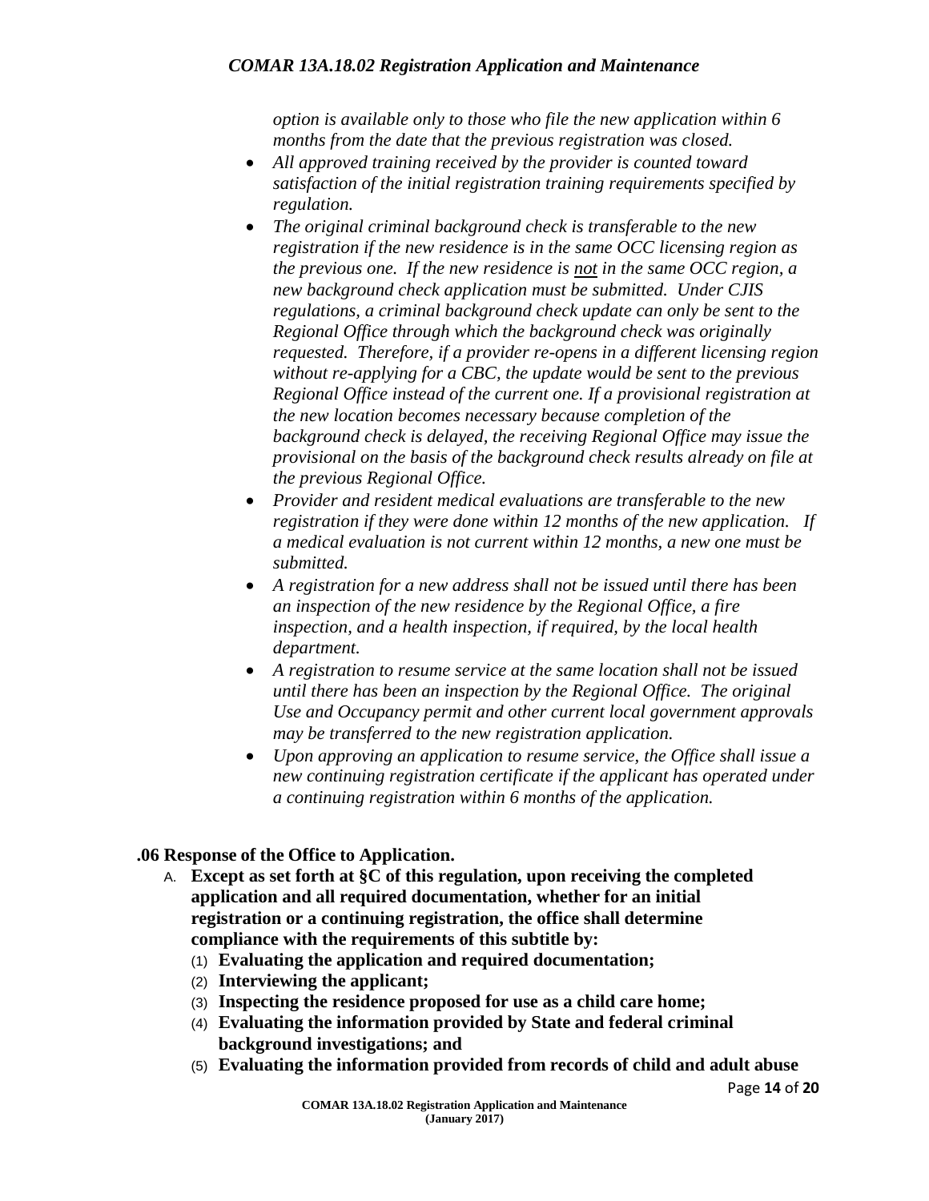*option is available only to those who file the new application within 6 months from the date that the previous registration was closed.*

- *All approved training received by the provider is counted toward satisfaction of the initial registration training requirements specified by regulation.*
- *The original criminal background check is transferable to the new registration if the new residence is in the same OCC licensing region as the previous one. If the new residence is not in the same OCC region, a new background check application must be submitted. Under CJIS regulations, a criminal background check update can only be sent to the Regional Office through which the background check was originally requested. Therefore, if a provider re-opens in a different licensing region without re-applying for a CBC, the update would be sent to the previous Regional Office instead of the current one. If a provisional registration at the new location becomes necessary because completion of the background check is delayed, the receiving Regional Office may issue the provisional on the basis of the background check results already on file at the previous Regional Office.*
- *Provider and resident medical evaluations are transferable to the new registration if they were done within 12 months of the new application. If a medical evaluation is not current within 12 months, a new one must be submitted.*
- *A registration for a new address shall not be issued until there has been an inspection of the new residence by the Regional Office, a fire inspection, and a health inspection, if required, by the local health department.*
- *A registration to resume service at the same location shall not be issued until there has been an inspection by the Regional Office. The original Use and Occupancy permit and other current local government approvals may be transferred to the new registration application.*
- *Upon approving an application to resume service, the Office shall issue a new continuing registration certificate if the applicant has operated under a continuing registration within 6 months of the application.*

**.06 Response of the Office to Application.**

A. **Except as set forth at §C of this regulation, upon receiving the completed application and all required documentation, whether for an initial registration or a continuing registration, the office shall determine compliance with the requirements of this subtitle by:**
   (1) **Evaluating the application and required documentation;**
   (2) **Interviewing the applicant;**
   (3) **Inspecting the residence proposed for use as a child care home;**
   (4) **Evaluating the information provided by State and federal criminal background investigations; and**
   (5) **Evaluating the information provided from records of child and adult abuse**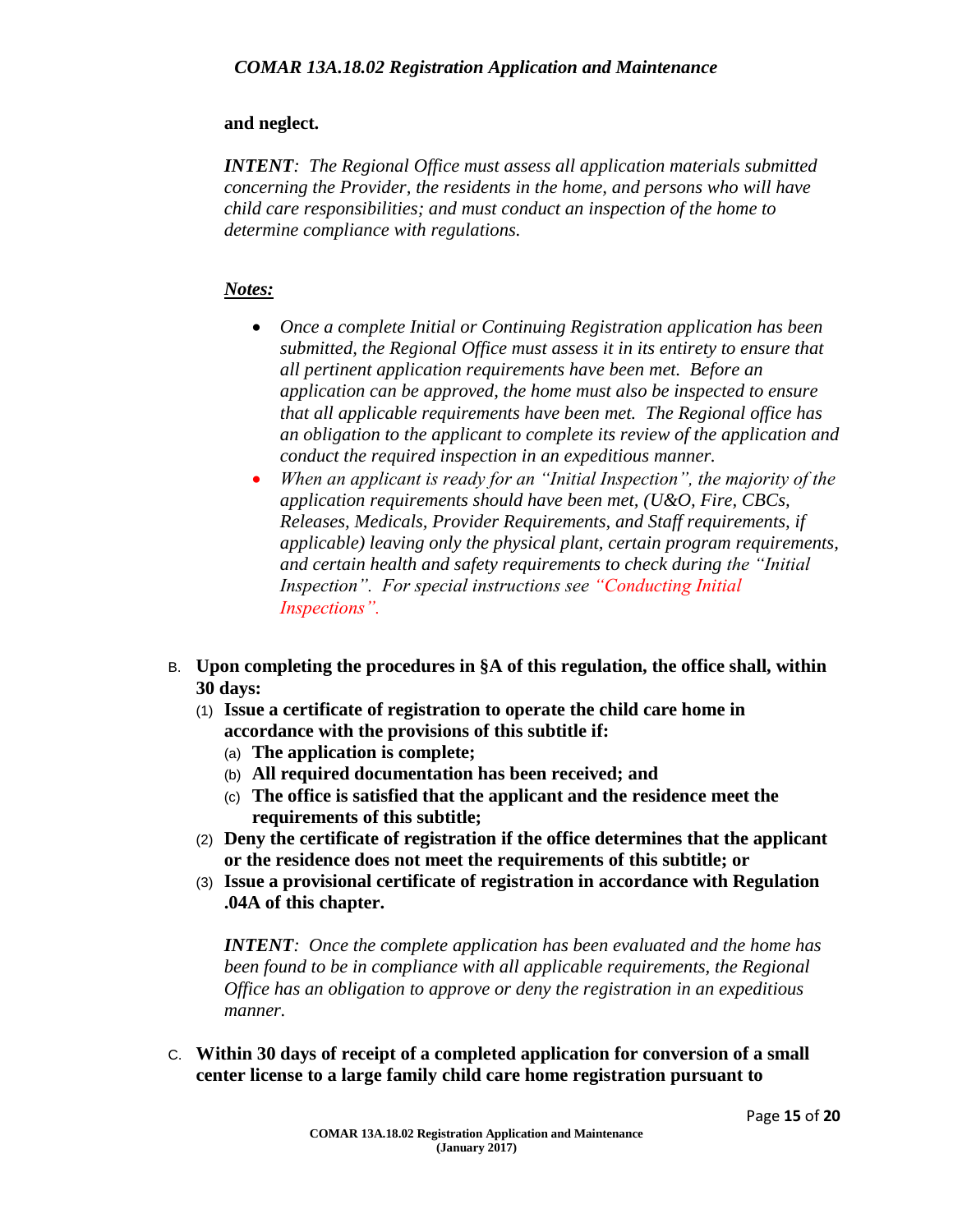**and neglect.**

***INTENT****: The Regional Office must assess all application materials submitted concerning the Provider, the residents in the home, and persons who will have child care responsibilities; and must conduct an inspection of the home to determine compliance with regulations.*

***Notes:***

- *Once a complete Initial or Continuing Registration application has been submitted, the Regional Office must assess it in its entirety to ensure that all pertinent application requirements have been met. Before an application can be approved, the home must also be inspected to ensure that all applicable requirements have been met. The Regional office has an obligation to the applicant to complete its review of the application and conduct the required inspection in an expeditious manner.*
- *When an applicant is ready for an "Initial Inspection", the majority of the application requirements should have been met, (U&O, Fire, CBCs, Releases, Medicals, Provider Requirements, and Staff requirements, if applicable) leaving only the physical plant, certain program requirements, and certain health and safety requirements to check during the "Initial Inspection". For special instructions see "Conducting Initial Inspections".*

B. **Upon completing the procedures in §A of this regulation, the office shall, within 30 days:**
   (1) **Issue a certificate of registration to operate the child care home in accordance with the provisions of this subtitle if:**
      (a) **The application is complete;**
      (b) **All required documentation has been received; and**
      (c) **The office is satisfied that the applicant and the residence meet the requirements of this subtitle;**
   (2) **Deny the certificate of registration if the office determines that the applicant or the residence does not meet the requirements of this subtitle; or**
   (3) **Issue a provisional certificate of registration in accordance with Regulation .04A of this chapter.**

   ***INTENT****: Once the complete application has been evaluated and the home has been found to be in compliance with all applicable requirements, the Regional Office has an obligation to approve or deny the registration in an expeditious manner.*

C. **Within 30 days of receipt of a completed application for conversion of a small center license to a large family child care home registration pursuant to**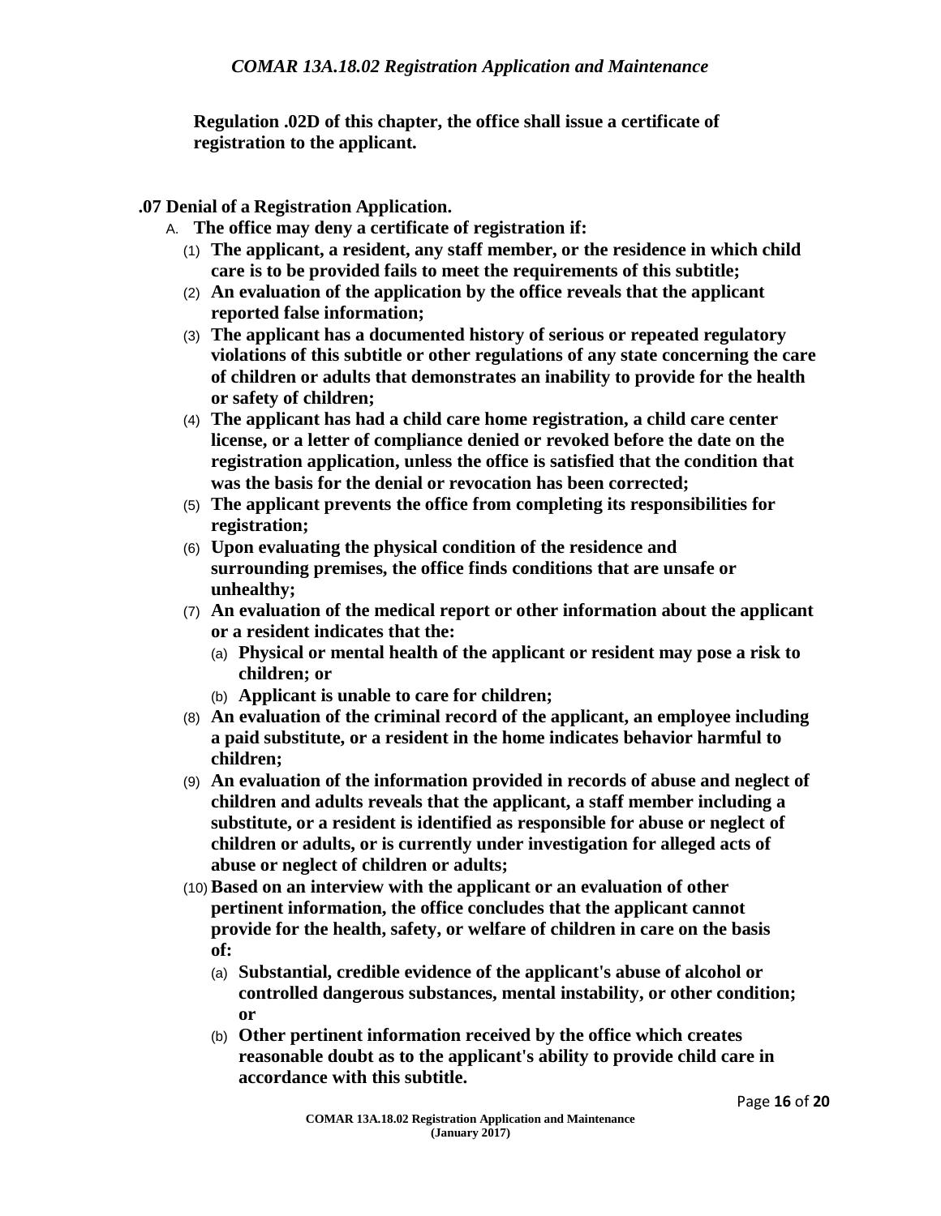**Regulation .02D of this chapter, the office shall issue a certificate of registration to the applicant.**

### .07 Denial of a Registration Application.

A. **The office may deny a certificate of registration if:**

   (1) **The applicant, a resident, any staff member, or the residence in which child care is to be provided fails to meet the requirements of this subtitle;**

   (2) **An evaluation of the application by the office reveals that the applicant reported false information;**

   (3) **The applicant has a documented history of serious or repeated regulatory violations of this subtitle or other regulations of any state concerning the care of children or adults that demonstrates an inability to provide for the health or safety of children;**

   (4) **The applicant has had a child care home registration, a child care center license, or a letter of compliance denied or revoked before the date on the registration application, unless the office is satisfied that the condition that was the basis for the denial or revocation has been corrected;**

   (5) **The applicant prevents the office from completing its responsibilities for registration;**

   (6) **Upon evaluating the physical condition of the residence and surrounding premises, the office finds conditions that are unsafe or unhealthy;**

   (7) **An evaluation of the medical report or other information about the applicant or a resident indicates that the:**

      (a) **Physical or mental health of the applicant or resident may pose a risk to children; or**

      (b) **Applicant is unable to care for children;**

   (8) **An evaluation of the criminal record of the applicant, an employee including a paid substitute, or a resident in the home indicates behavior harmful to children;**

   (9) **An evaluation of the information provided in records of abuse and neglect of children and adults reveals that the applicant, a staff member including a substitute, or a resident is identified as responsible for abuse or neglect of children or adults, or is currently under investigation for alleged acts of abuse or neglect of children or adults;**

   (10) **Based on an interview with the applicant or an evaluation of other pertinent information, the office concludes that the applicant cannot provide for the health, safety, or welfare of children in care on the basis of:**

      (a) **Substantial, credible evidence of the applicant's abuse of alcohol or controlled dangerous substances, mental instability, or other condition; or**

      (b) **Other pertinent information received by the office which creates reasonable doubt as to the applicant's ability to provide child care in accordance with this subtitle.**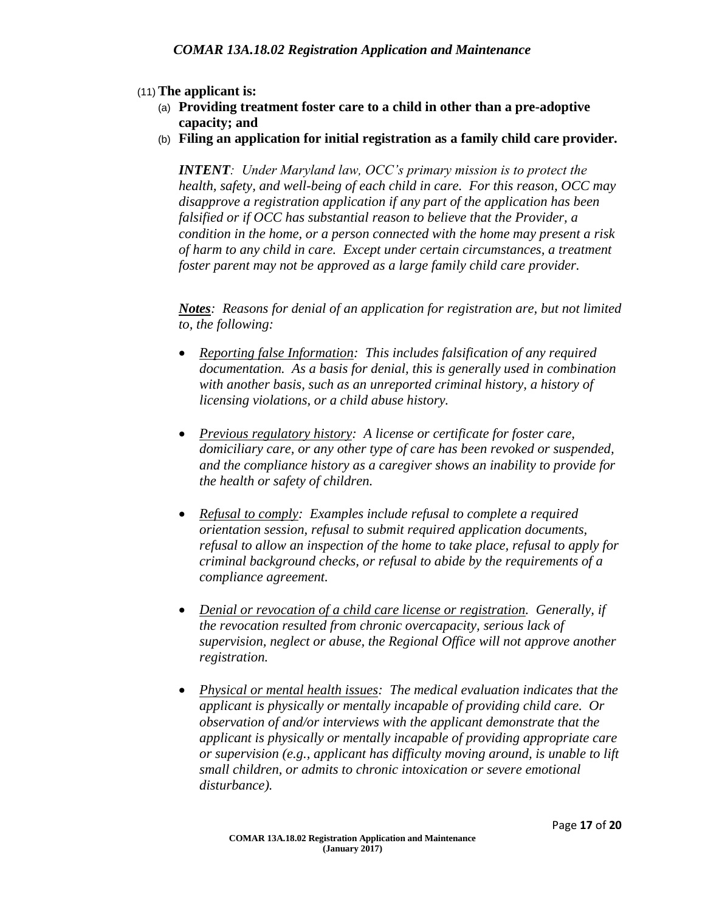(11) **The applicant is:**

(a) **Providing treatment foster care to a child in other than a pre-adoptive capacity; and**

(b) **Filing an application for initial registration as a family child care provider.**

***INTENT****: Under Maryland law, OCC's primary mission is to protect the health, safety, and well-being of each child in care. For this reason, OCC may disapprove a registration application if any part of the application has been falsified or if OCC has substantial reason to believe that the Provider, a condition in the home, or a person connected with the home may present a risk of harm to any child in care. Except under certain circumstances, a treatment foster parent may not be approved as a large family child care provider.*

***<u>Notes</u>****: Reasons for denial of an application for registration are, but not limited to, the following:*

- *<u>Reporting false Information</u>: This includes falsification of any required documentation. As a basis for denial, this is generally used in combination with another basis, such as an unreported criminal history, a history of licensing violations, or a child abuse history.*

- *<u>Previous regulatory history</u>: A license or certificate for foster care, domiciliary care, or any other type of care has been revoked or suspended, and the compliance history as a caregiver shows an inability to provide for the health or safety of children.*

- *<u>Refusal to comply</u>: Examples include refusal to complete a required orientation session, refusal to submit required application documents, refusal to allow an inspection of the home to take place, refusal to apply for criminal background checks, or refusal to abide by the requirements of a compliance agreement.*

- *<u>Denial or revocation of a child care license or registration</u>. Generally, if the revocation resulted from chronic overcapacity, serious lack of supervision, neglect or abuse, the Regional Office will not approve another registration.*

- *<u>Physical or mental health issues</u>: The medical evaluation indicates that the applicant is physically or mentally incapable of providing child care. Or observation of and/or interviews with the applicant demonstrate that the applicant is physically or mentally incapable of providing appropriate care or supervision (e.g., applicant has difficulty moving around, is unable to lift small children, or admits to chronic intoxication or severe emotional disturbance).*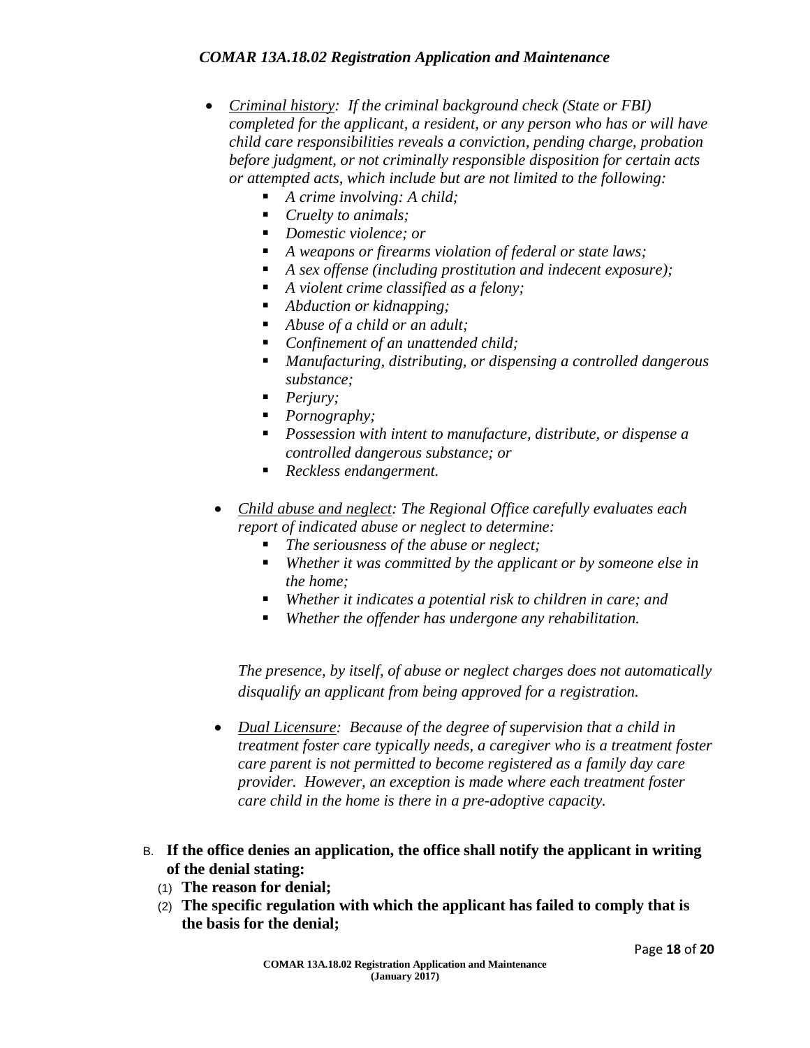- *<u>Criminal history</u>: If the criminal background check (State or FBI) completed for the applicant, a resident, or any person who has or will have child care responsibilities reveals a conviction, pending charge, probation before judgment, or not criminally responsible disposition for certain acts or attempted acts, which include but are not limited to the following:*
  - *A crime involving: A child;*
  - *Cruelty to animals;*
  - *Domestic violence; or*
  - *A weapons or firearms violation of federal or state laws;*
  - *A sex offense (including prostitution and indecent exposure);*
  - *A violent crime classified as a felony;*
  - *Abduction or kidnapping;*
  - *Abuse of a child or an adult;*
  - *Confinement of an unattended child;*
  - *Manufacturing, distributing, or dispensing a controlled dangerous substance;*
  - *Perjury;*
  - *Pornography;*
  - *Possession with intent to manufacture, distribute, or dispense a controlled dangerous substance; or*
  - *Reckless endangerment.*

- *<u>Child abuse and neglect</u>: The Regional Office carefully evaluates each report of indicated abuse or neglect to determine:*
  - *The seriousness of the abuse or neglect;*
  - *Whether it was committed by the applicant or by someone else in the home;*
  - *Whether it indicates a potential risk to children in care; and*
  - *Whether the offender has undergone any rehabilitation.*

  *The presence, by itself, of abuse or neglect charges does not automatically disqualify an applicant from being approved for a registration.*

- *<u>Dual Licensure</u>: Because of the degree of supervision that a child in treatment foster care typically needs, a caregiver who is a treatment foster care parent is not permitted to become registered as a family day care provider. However, an exception is made where each treatment foster care child in the home is there in a pre-adoptive capacity.*

B. **If the office denies an application, the office shall notify the applicant in writing of the denial stating:**

(1) **The reason for denial;**

(2) **The specific regulation with which the applicant has failed to comply that is the basis for the denial;**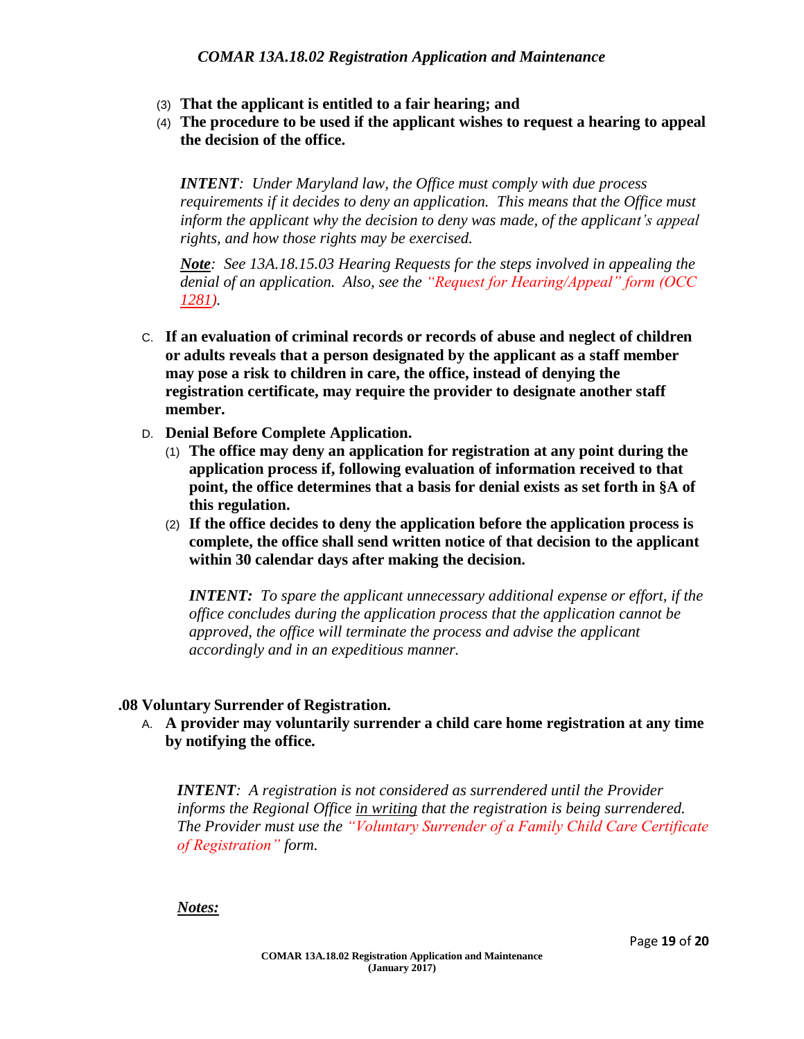(3) **That the applicant is entitled to a fair hearing; and**

(4) **The procedure to be used if the applicant wishes to request a hearing to appeal the decision of the office.**

> ***INTENT**: Under Maryland law, the Office must comply with due process requirements if it decides to deny an application. This means that the Office must inform the applicant why the decision to deny was made, of the applicant's appeal rights, and how those rights may be exercised.*
>
> ***Note**: See 13A.18.15.03 Hearing Requests for the steps involved in appealing the denial of an application. Also, see the "Request for Hearing/Appeal" form (OCC 1281).*

C. **If an evaluation of criminal records or records of abuse and neglect of children or adults reveals that a person designated by the applicant as a staff member may pose a risk to children in care, the office, instead of denying the registration certificate, may require the provider to designate another staff member.**

D. **Denial Before Complete Application.**

(1) **The office may deny an application for registration at any point during the application process if, following evaluation of information received to that point, the office determines that a basis for denial exists as set forth in §A of this regulation.**

(2) **If the office decides to deny the application before the application process is complete, the office shall send written notice of that decision to the applicant within 30 calendar days after making the decision.**

> ***INTENT:** To spare the applicant unnecessary additional expense or effort, if the office concludes during the application process that the application cannot be approved, the office will terminate the process and advise the applicant accordingly and in an expeditious manner.*

### .08 Voluntary Surrender of Registration.

A. **A provider may voluntarily surrender a child care home registration at any time by notifying the office.**

> ***INTENT**: A registration is not considered as surrendered until the Provider informs the Regional Office <u>in writing</u> that the registration is being surrendered. The Provider must use the "Voluntary Surrender of a Family Child Care Certificate of Registration" form.*

***<u>Notes:</u>***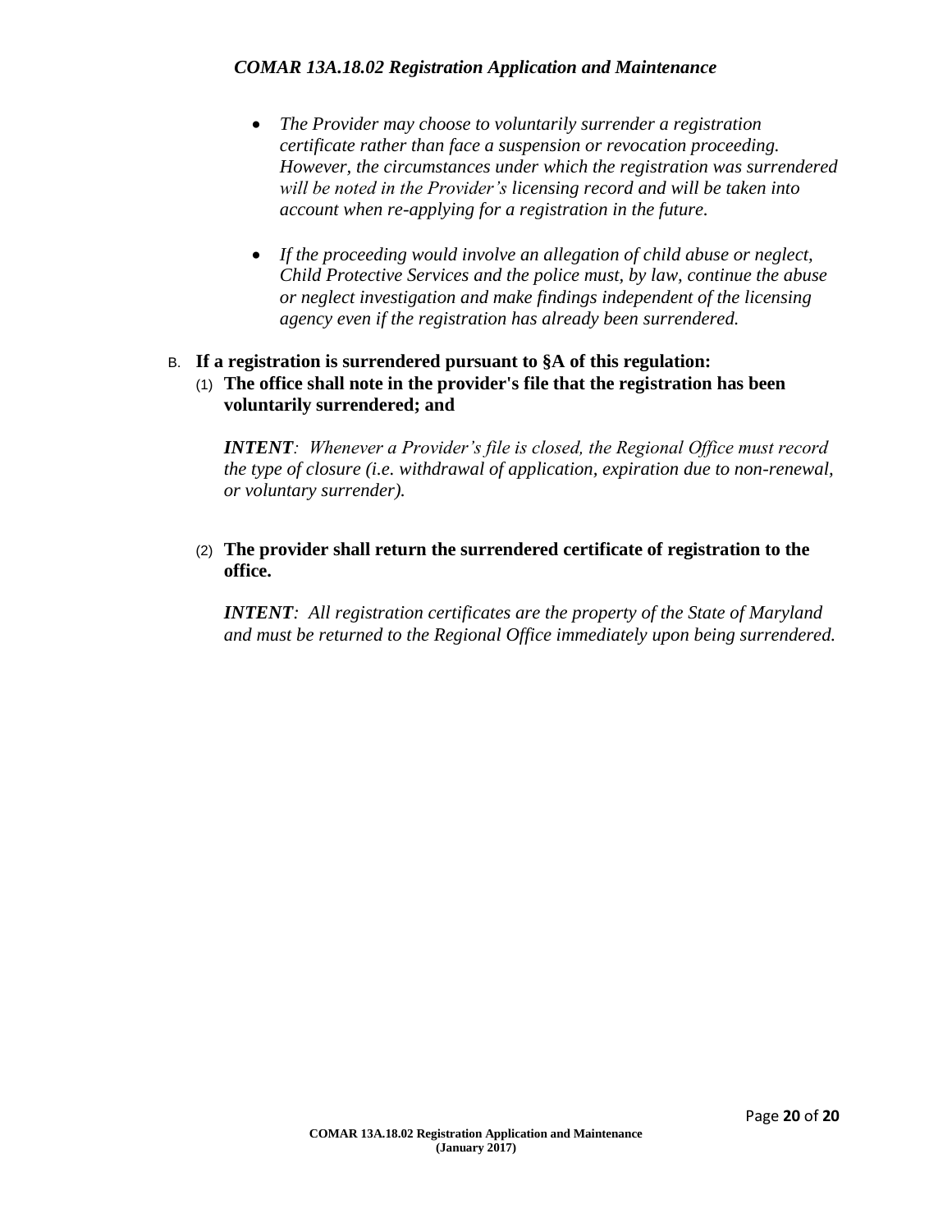- *The Provider may choose to voluntarily surrender a registration certificate rather than face a suspension or revocation proceeding. However, the circumstances under which the registration was surrendered will be noted in the Provider's licensing record and will be taken into account when re-applying for a registration in the future.*

- *If the proceeding would involve an allegation of child abuse or neglect, Child Protective Services and the police must, by law, continue the abuse or neglect investigation and make findings independent of the licensing agency even if the registration has already been surrendered.*

B. **If a registration is surrendered pursuant to §A of this regulation:**

(1) **The office shall note in the provider's file that the registration has been voluntarily surrendered; and**

***INTENT****: Whenever a Provider's file is closed, the Regional Office must record the type of closure (i.e. withdrawal of application, expiration due to non-renewal, or voluntary surrender).*

(2) **The provider shall return the surrendered certificate of registration to the office.**

***INTENT****: All registration certificates are the property of the State of Maryland and must be returned to the Regional Office immediately upon being surrendered.*